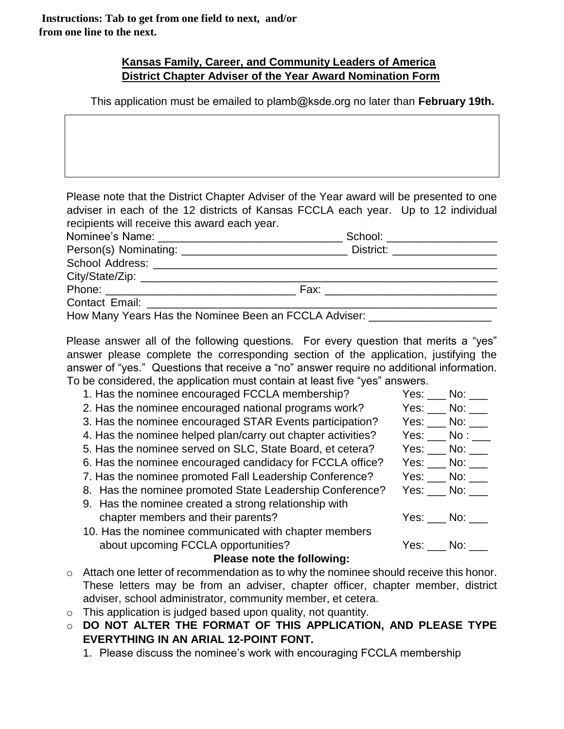**Instructions: Tab to get from one field to next, and/or from one line to the next.**

## Kansas Family, Career, and Community Leaders of America
## District Chapter Adviser of the Year Award Nomination Form

This application must be emailed to plamb@ksde.org no later than **February 19th.**

Please note that the District Chapter Adviser of the Year award will be presented to one adviser in each of the 12 districts of Kansas FCCLA each year. Up to 12 individual recipients will receive this award each year.

Nominee's Name: ______________________________ School: __________________

Person(s) Nominating: ___________________________ District: _________________

School Address: ____________________________________________________________

City/State/Zip: _____________________________________________________________

Phone: _______________________________ Fax: ____________________________

Contact Email: _____________________________________________________________

How Many Years Has the Nominee Been an FCCLA Adviser: ____________________

Please answer all of the following questions. For every question that merits a "yes" answer please complete the corresponding section of the application, justifying the answer of "yes." Questions that receive a "no" answer require no additional information. To be considered, the application must contain at least five "yes" answers.

1. Has the nominee encouraged FCCLA membership? Yes: ___ No: ___
2. Has the nominee encouraged national programs work? Yes: ___ No: ___
3. Has the nominee encouraged STAR Events participation? Yes: ___ No: ___
4. Has the nominee helped plan/carry out chapter activities? Yes: ___ No : ___
5. Has the nominee served on SLC, State Board, et cetera? Yes: ___ No: ___
6. Has the nominee encouraged candidacy for FCCLA office? Yes: ___ No: ___
7. Has the nominee promoted Fall Leadership Conference? Yes: ___ No: ___
8. Has the nominee promoted State Leadership Conference? Yes: ___ No: ___
9. Has the nominee created a strong relationship with chapter members and their parents? Yes: ___ No: ___
10. Has the nominee communicated with chapter members about upcoming FCCLA opportunities? Yes: ___ No: ___

**Please note the following:**

- Attach one letter of recommendation as to why the nominee should receive this honor. These letters may be from an adviser, chapter officer, chapter member, district adviser, school administrator, community member, et cetera.
- This application is judged based upon quality, not quantity.
- **DO NOT ALTER THE FORMAT OF THIS APPLICATION, AND PLEASE TYPE EVERYTHING IN AN ARIAL 12-POINT FONT.**

1. Please discuss the nominee's work with encouraging FCCLA membership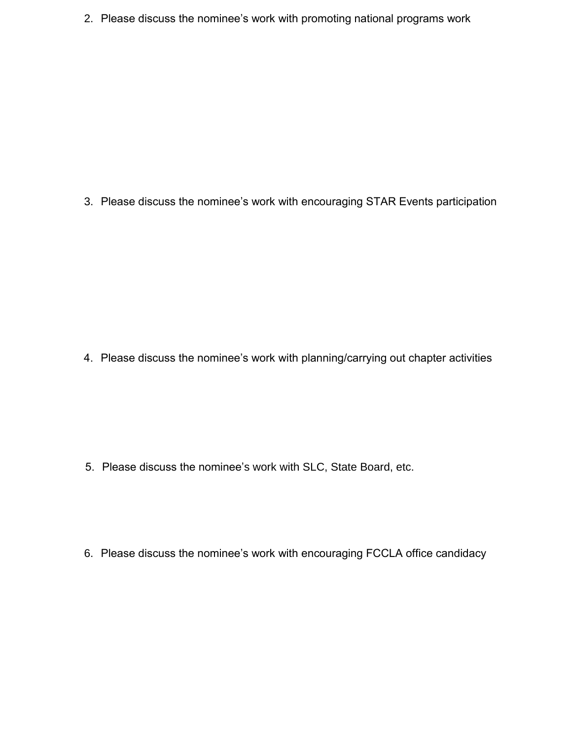2. Please discuss the nominee’s work with promoting national programs work

3. Please discuss the nominee’s work with encouraging STAR Events participation

4. Please discuss the nominee’s work with planning/carrying out chapter activities

5. Please discuss the nominee’s work with SLC, State Board, etc.

6. Please discuss the nominee’s work with encouraging FCCLA office candidacy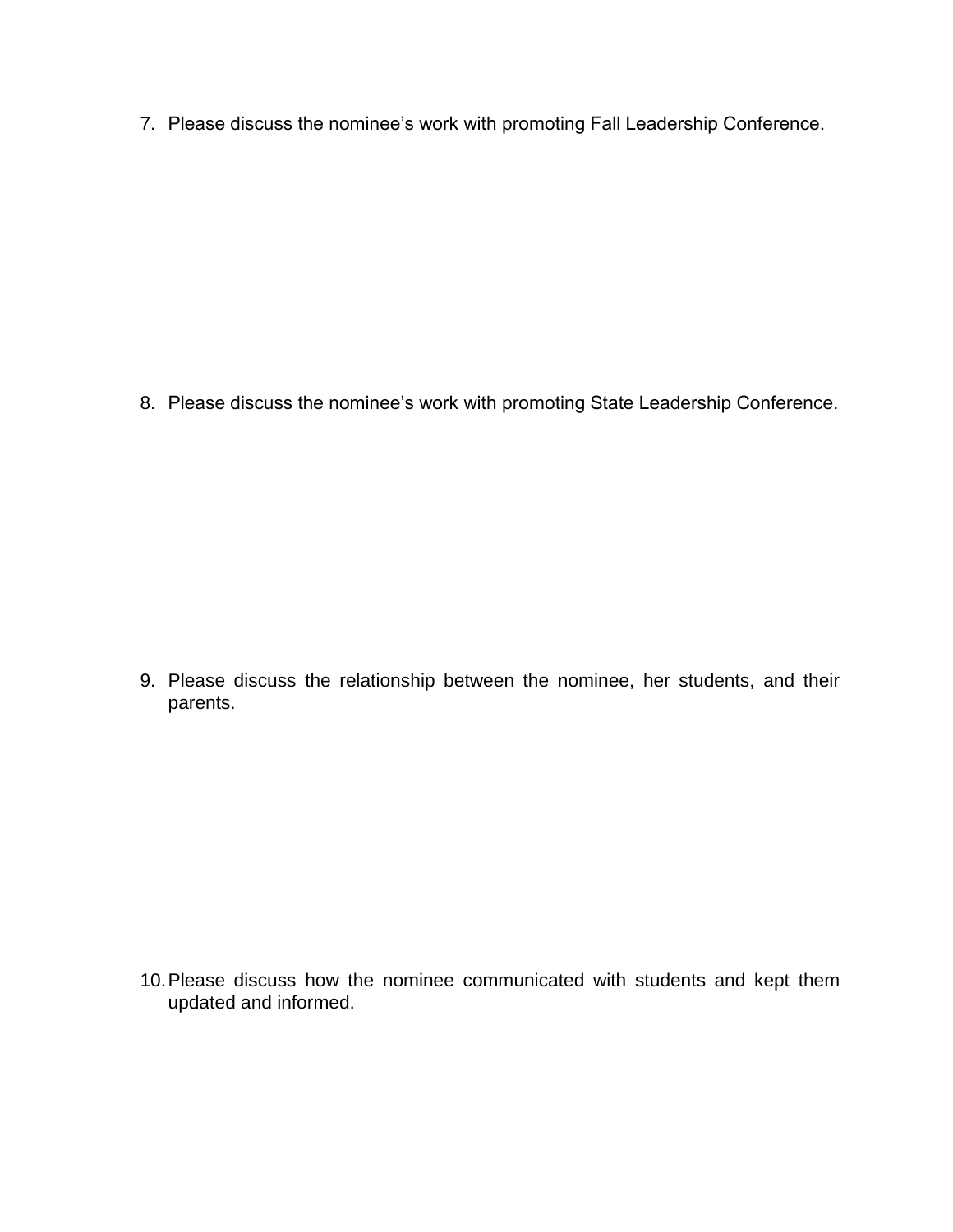7. Please discuss the nominee’s work with promoting Fall Leadership Conference.

8. Please discuss the nominee’s work with promoting State Leadership Conference.

9. Please discuss the relationship between the nominee, her students, and their parents.

10. Please discuss how the nominee communicated with students and kept them updated and informed.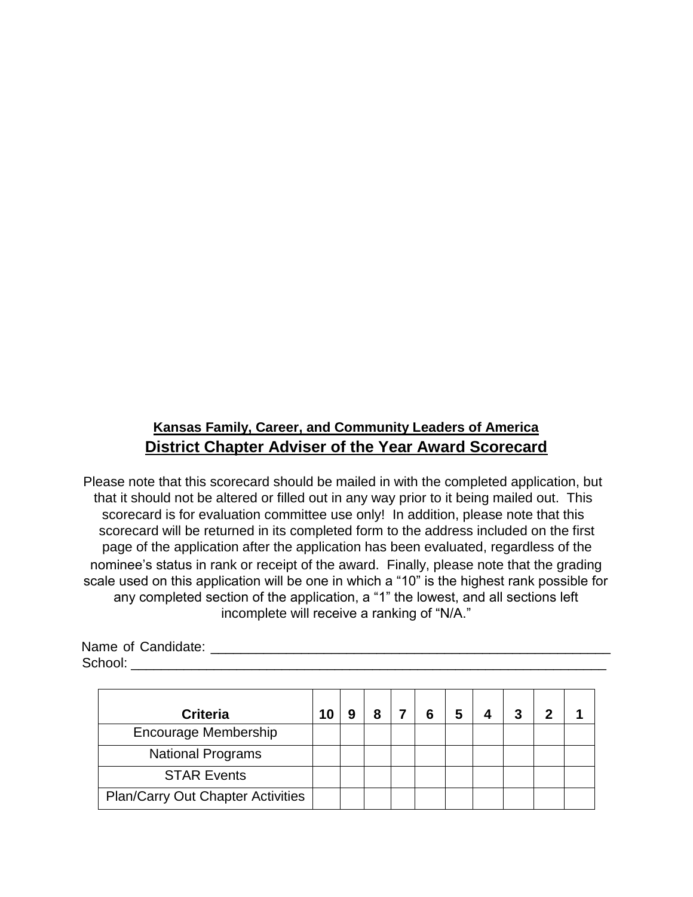**Kansas Family, Career, and Community Leaders of America**

## District Chapter Adviser of the Year Award Scorecard

Please note that this scorecard should be mailed in with the completed application, but that it should not be altered or filled out in any way prior to it being mailed out. This scorecard is for evaluation committee use only! In addition, please note that this scorecard will be returned in its completed form to the address included on the first page of the application after the application has been evaluated, regardless of the nominee's status in rank or receipt of the award. Finally, please note that the grading scale used on this application will be one in which a "10" is the highest rank possible for any completed section of the application, a "1" the lowest, and all sections left incomplete will receive a ranking of "N/A."

Name of Candidate: ______________________________________________________
School: _______________________________________________________________

| Criteria | 10 | 9 | 8 | 7 | 6 | 5 | 4 | 3 | 2 | 1 |
|---|---|---|---|---|---|---|---|---|---|---|
| Encourage Membership | | | | | | | | | | |
| National Programs | | | | | | | | | | |
| STAR Events | | | | | | | | | | |
| Plan/Carry Out Chapter Activities | | | | | | | | | | |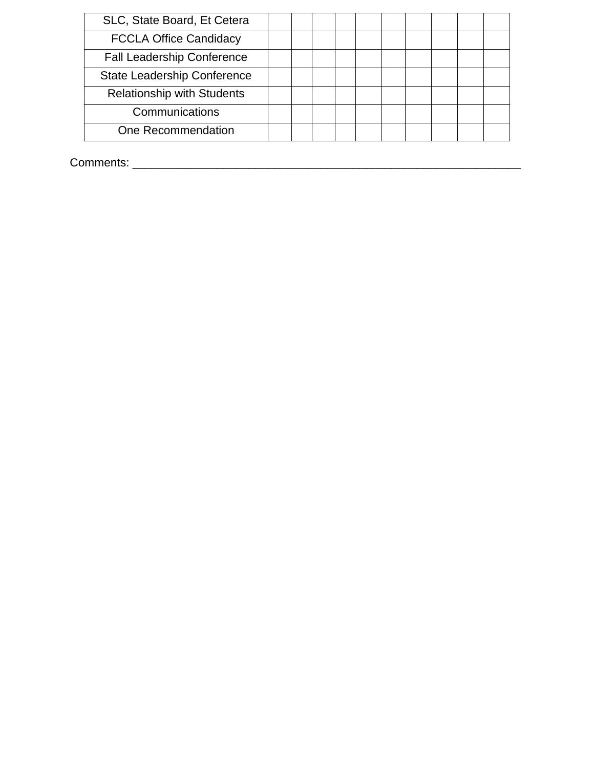| | | | | | | | | | | |
|---|---|---|---|---|---|---|---|---|---|---|
| SLC, State Board, Et Cetera | | | | | | | | | | |
| FCCLA Office Candidacy | | | | | | | | | | |
| Fall Leadership Conference | | | | | | | | | | |
| State Leadership Conference | | | | | | | | | | |
| Relationship with Students | | | | | | | | | | |
| Communications | | | | | | | | | | |
| One Recommendation | | | | | | | | | | |

Comments: ____________________________________________________________